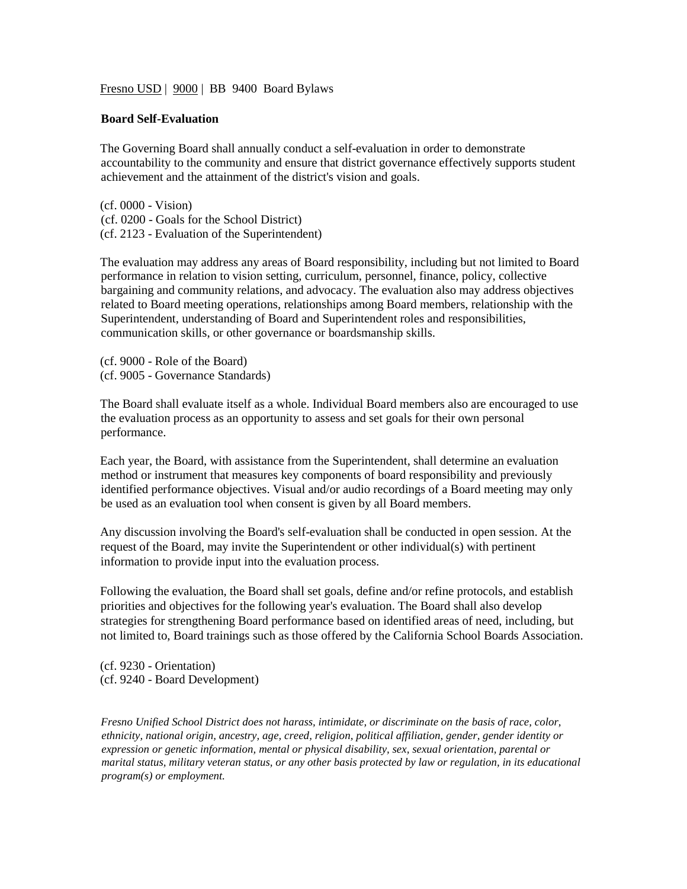Fresno USD | 9000 | BB 9400 Board Bylaws

## Board Self-Evaluation

The Governing Board shall annually conduct a self-evaluation in order to demonstrate accountability to the community and ensure that district governance effectively supports student achievement and the attainment of the district's vision and goals.

(cf. 0000 - Vision)
(cf. 0200 - Goals for the School District)
(cf. 2123 - Evaluation of the Superintendent)

The evaluation may address any areas of Board responsibility, including but not limited to Board performance in relation to vision setting, curriculum, personnel, finance, policy, collective bargaining and community relations, and advocacy. The evaluation also may address objectives related to Board meeting operations, relationships among Board members, relationship with the Superintendent, understanding of Board and Superintendent roles and responsibilities, communication skills, or other governance or boardsmanship skills.

(cf. 9000 - Role of the Board)
(cf. 9005 - Governance Standards)

The Board shall evaluate itself as a whole. Individual Board members also are encouraged to use the evaluation process as an opportunity to assess and set goals for their own personal performance.

Each year, the Board, with assistance from the Superintendent, shall determine an evaluation method or instrument that measures key components of board responsibility and previously identified performance objectives. Visual and/or audio recordings of a Board meeting may only be used as an evaluation tool when consent is given by all Board members.

Any discussion involving the Board's self-evaluation shall be conducted in open session. At the request of the Board, may invite the Superintendent or other individual(s) with pertinent information to provide input into the evaluation process.

Following the evaluation, the Board shall set goals, define and/or refine protocols, and establish priorities and objectives for the following year's evaluation. The Board shall also develop strategies for strengthening Board performance based on identified areas of need, including, but not limited to, Board trainings such as those offered by the California School Boards Association.

(cf. 9230 - Orientation)
(cf. 9240 - Board Development)

*Fresno Unified School District does not harass, intimidate, or discriminate on the basis of race, color, ethnicity, national origin, ancestry, age, creed, religion, political affiliation, gender, gender identity or expression or genetic information, mental or physical disability, sex, sexual orientation, parental or marital status, military veteran status, or any other basis protected by law or regulation, in its educational program(s) or employment.*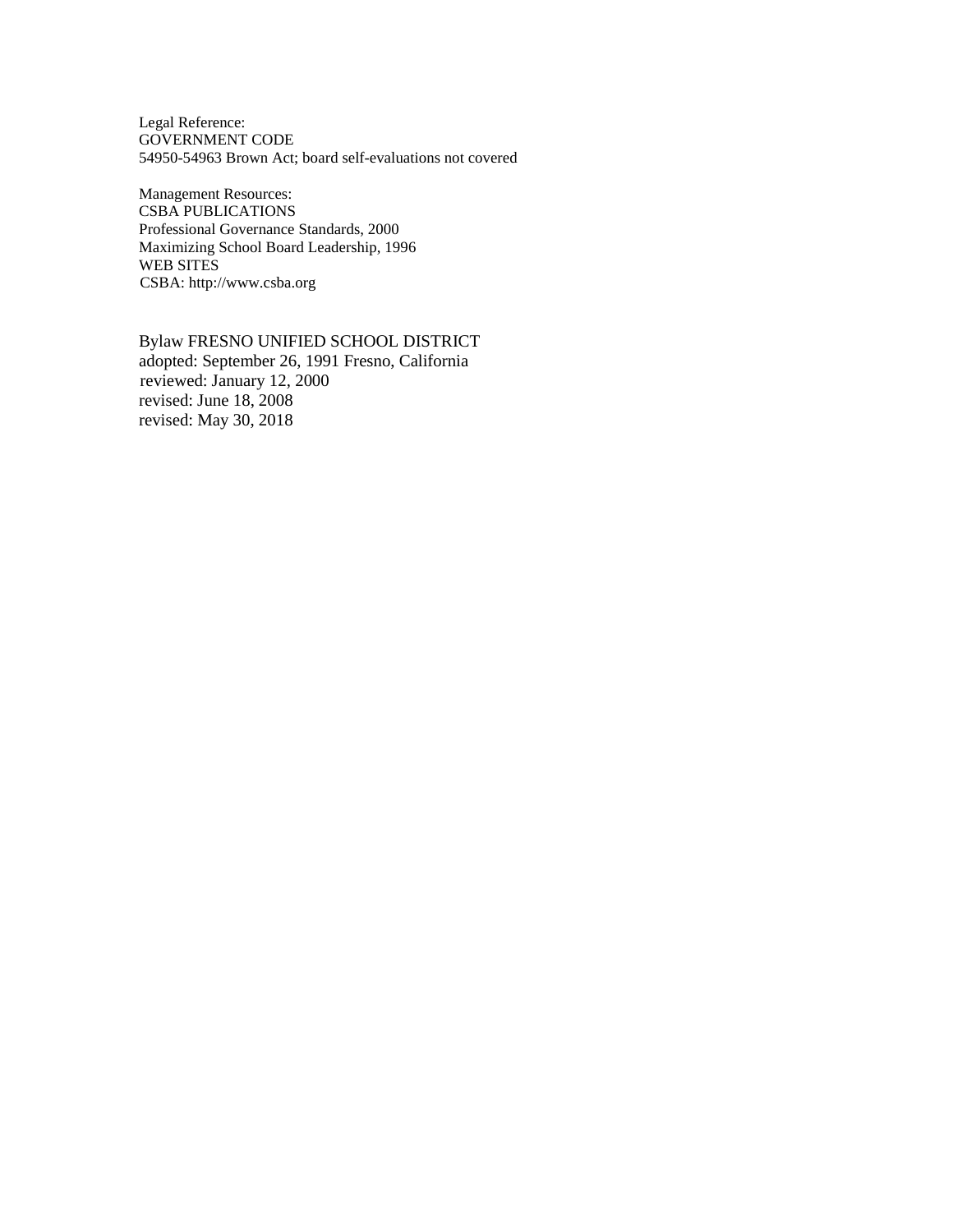Legal Reference:
GOVERNMENT CODE
54950-54963 Brown Act; board self-evaluations not covered

Management Resources:
CSBA PUBLICATIONS
Professional Governance Standards, 2000
Maximizing School Board Leadership, 1996
WEB SITES
CSBA: http://www.csba.org

Bylaw FRESNO UNIFIED SCHOOL DISTRICT
adopted: September 26, 1991 Fresno, California
reviewed: January 12, 2000
revised: June 18, 2008
revised: May 30, 2018